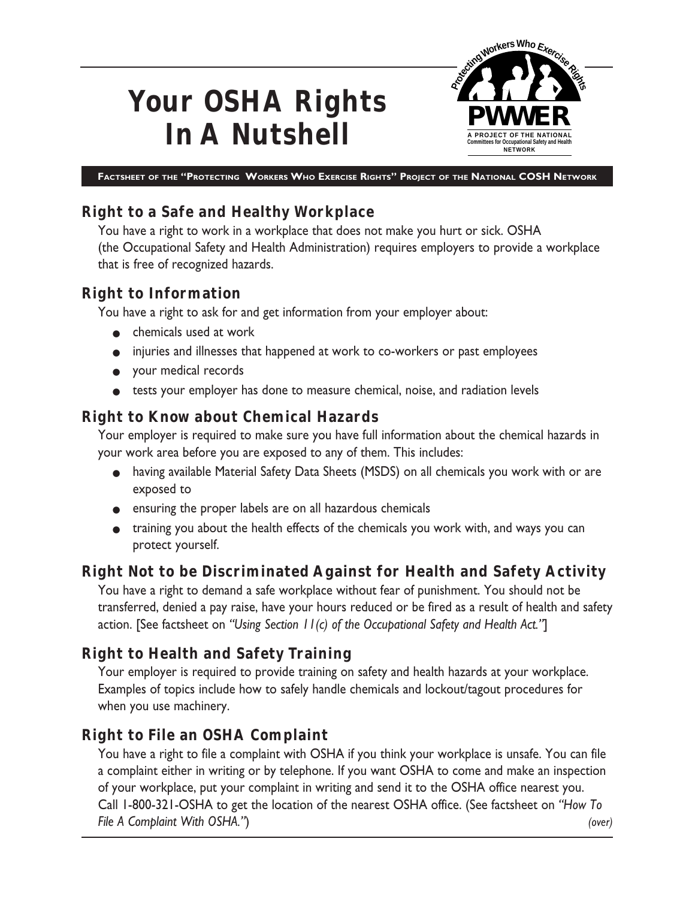# Your OSHA Rights In A Nutshell

Protecting Workers Who Exercise Rights

**PWWER**

A PROJECT OF THE NATIONAL Committees for Occupational Safety and Health NETWORK

**FACTSHEET OF THE "PROTECTING WORKERS WHO EXERCISE RIGHTS" PROJECT OF THE NATIONAL COSH NETWORK**

## Right to a Safe and Healthy Workplace

You have a right to work in a workplace that does not make you hurt or sick. OSHA (the Occupational Safety and Health Administration) requires employers to provide a workplace that is free of recognized hazards.

## Right to Information

You have a right to ask for and get information from your employer about:

- chemicals used at work
- injuries and illnesses that happened at work to co-workers or past employees
- your medical records
- tests your employer has done to measure chemical, noise, and radiation levels

## Right to Know about Chemical Hazards

Your employer is required to make sure you have full information about the chemical hazards in your work area before you are exposed to any of them. This includes:

- having available Material Safety Data Sheets (MSDS) on all chemicals you work with or are exposed to
- ensuring the proper labels are on all hazardous chemicals
- training you about the health effects of the chemicals you work with, and ways you can protect yourself.

## Right Not to be Discriminated Against for Health and Safety Activity

You have a right to demand a safe workplace without fear of punishment. You should not be transferred, denied a pay raise, have your hours reduced or be fired as a result of health and safety action. [See factsheet on *"Using Section 11(c) of the Occupational Safety and Health Act."*]

## Right to Health and Safety Training

Your employer is required to provide training on safety and health hazards at your workplace. Examples of topics include how to safely handle chemicals and lockout/tagout procedures for when you use machinery.

## Right to File an OSHA Complaint

You have a right to file a complaint with OSHA if you think your workplace is unsafe. You can file a complaint either in writing or by telephone. If you want OSHA to come and make an inspection of your workplace, put your complaint in writing and send it to the OSHA office nearest you. Call 1-800-321-OSHA to get the location of the nearest OSHA office. (See factsheet on *"How To File A Complaint With OSHA."*)

*(over)*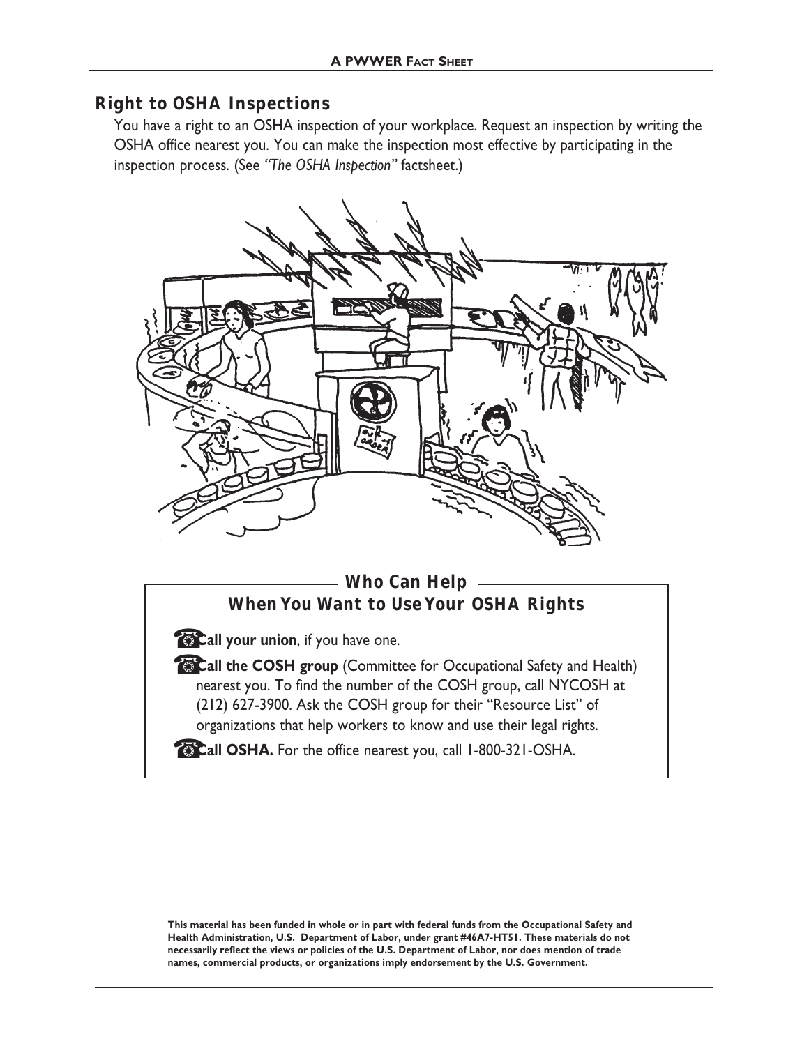## Right to OSHA Inspections

You have a right to an OSHA inspection of your workplace. Request an inspection by writing the OSHA office nearest you. You can make the inspection most effective by participating in the inspection process. (See *"The OSHA Inspection"* factsheet.)

### Who Can Help When You Want to Use Your OSHA Rights

☎ **Call your union**, if you have one.

☎ **Call the COSH group** (Committee for Occupational Safety and Health) nearest you. To find the number of the COSH group, call NYCOSH at (212) 627-3900. Ask the COSH group for their "Resource List" of organizations that help workers to know and use their legal rights.

☎ **Call OSHA.** For the office nearest you, call 1-800-321-OSHA.

**This material has been funded in whole or in part with federal funds from the Occupational Safety and Health Administration, U.S. Department of Labor, under grant #46A7-HT51. These materials do not necessarily reflect the views or policies of the U.S. Department of Labor, nor does mention of trade names, commercial products, or organizations imply endorsement by the U.S. Government.**